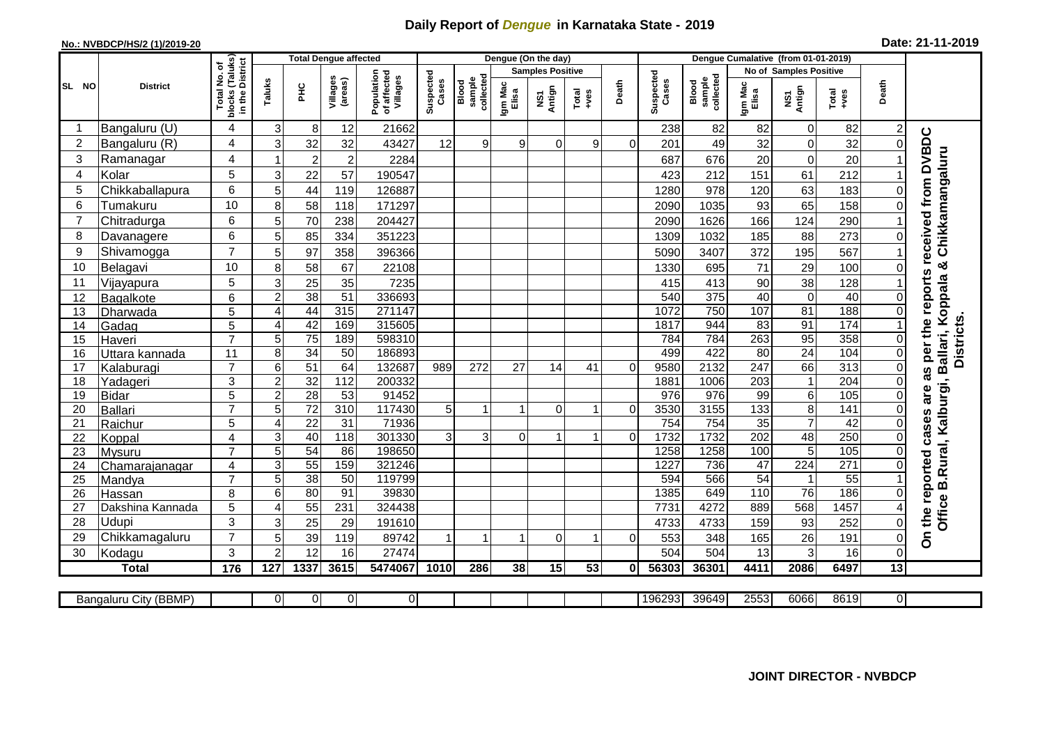# Daily Report of *Dengue* in Karnataka State - 2019

**No.: NVBDCP/HS/2 (1)/2019-20**

**Date: 21-11-2019**

| SL NO | District | Total No. of blocks (Taluks) in the District | Total Dengue affected | | | | Dengue (On the day) | | | | | | | Dengue Cumalative (from 01-01-2019) | | | | | | | |
|---|---|---|---|---|---|---|---|---|---|---|---|---|---|---|---|---|---|---|---|---|
| | | | Taluks | PHC | Villages (areas) | Population of affected Villages | Suspected Cases | Blood sample collected | Samples Positive | | | Death | Suspected Cases | Blood sample collected | No of Samples Positive | | | Death | |
| | | | | | | | | | Igm Mac Elisa | NS1 Antign | Total +ves | | | | Igm Mac Elisa | NS1 Antign | Total +ves | | |
| 1 | Bangaluru (U) | 4 | 3 | 8 | 12 | 21662 | | | | | | | 238 | 82 | 82 | 0 | 82 | 2 | On the reported cases are as per the reports received from DVBDC Office B.Rural, Kalburgi, Ballari, Koppala & Chikkamangaluru Districts. |
| 2 | Bangaluru (R) | 4 | 3 | 32 | 32 | 43427 | 12 | 9 | 9 | 0 | 9 | 0 | 201 | 49 | 32 | 0 | 32 | 0 | |
| 3 | Ramanagar | 4 | 1 | 2 | 2 | 2284 | | | | | | | 687 | 676 | 20 | 0 | 20 | 1 | |
| 4 | Kolar | 5 | 3 | 22 | 57 | 190547 | | | | | | | 423 | 212 | 151 | 61 | 212 | 1 | |
| 5 | Chikkaballapura | 6 | 5 | 44 | 119 | 126887 | | | | | | | 1280 | 978 | 120 | 63 | 183 | 0 | |
| 6 | Tumakuru | 10 | 8 | 58 | 118 | 171297 | | | | | | | 2090 | 1035 | 93 | 65 | 158 | 0 | |
| 7 | Chitradurga | 6 | 5 | 70 | 238 | 204427 | | | | | | | 2090 | 1626 | 166 | 124 | 290 | 1 | |
| 8 | Davanagere | 6 | 5 | 85 | 334 | 351223 | | | | | | | 1309 | 1032 | 185 | 88 | 273 | 0 | |
| 9 | Shivamogga | 7 | 5 | 97 | 358 | 396366 | | | | | | | 5090 | 3407 | 372 | 195 | 567 | 1 | |
| 10 | Belagavi | 10 | 8 | 58 | 67 | 22108 | | | | | | | 1330 | 695 | 71 | 29 | 100 | 0 | |
| 11 | Vijayapura | 5 | 3 | 25 | 35 | 7235 | | | | | | | 415 | 413 | 90 | 38 | 128 | 1 | |
| 12 | Bagalkote | 6 | 2 | 38 | 51 | 336693 | | | | | | | 540 | 375 | 40 | 0 | 40 | 0 | |
| 13 | Dharwada | 5 | 4 | 44 | 315 | 271147 | | | | | | | 1072 | 750 | 107 | 81 | 188 | 0 | |
| 14 | Gadag | 5 | 4 | 42 | 169 | 315605 | | | | | | | 1817 | 944 | 83 | 91 | 174 | 1 | |
| 15 | Haveri | 7 | 5 | 75 | 189 | 598310 | | | | | | | 784 | 784 | 263 | 95 | 358 | 0 | |
| 16 | Uttara kannada | 11 | 8 | 34 | 50 | 186893 | | | | | | | 499 | 422 | 80 | 24 | 104 | 0 | |
| 17 | Kalaburagi | 7 | 6 | 51 | 64 | 132687 | 989 | 272 | 27 | 14 | 41 | 0 | 9580 | 2132 | 247 | 66 | 313 | 0 | |
| 18 | Yadageri | 3 | 2 | 32 | 112 | 200332 | | | | | | | 1881 | 1006 | 203 | 1 | 204 | 0 | |
| 19 | Bidar | 5 | 2 | 28 | 53 | 91452 | | | | | | | 976 | 976 | 99 | 6 | 105 | 0 | |
| 20 | Ballari | 7 | 5 | 72 | 310 | 117430 | 5 | 1 | 1 | 0 | 1 | 0 | 3530 | 3155 | 133 | 8 | 141 | 0 | |
| 21 | Raichur | 5 | 4 | 22 | 31 | 71936 | | | | | | | 754 | 754 | 35 | 7 | 42 | 0 | |
| 22 | Koppal | 4 | 3 | 40 | 118 | 301330 | 3 | 3 | 0 | 1 | 1 | 0 | 1732 | 1732 | 202 | 48 | 250 | 0 | |
| 23 | Mysuru | 7 | 5 | 54 | 86 | 198650 | | | | | | | 1258 | 1258 | 100 | 5 | 105 | 0 | |
| 24 | Chamarajanagar | 4 | 3 | 55 | 159 | 321246 | | | | | | | 1227 | 736 | 47 | 224 | 271 | 0 | |
| 25 | Mandya | 7 | 5 | 38 | 50 | 119799 | | | | | | | 594 | 566 | 54 | 1 | 55 | 1 | |
| 26 | Hassan | 8 | 6 | 80 | 91 | 39830 | | | | | | | 1385 | 649 | 110 | 76 | 186 | 0 | |
| 27 | Dakshina Kannada | 5 | 4 | 55 | 231 | 324438 | | | | | | | 7731 | 4272 | 889 | 568 | 1457 | 4 | |
| 28 | Udupi | 3 | 3 | 25 | 29 | 191610 | | | | | | | 4733 | 4733 | 159 | 93 | 252 | 0 | |
| 29 | Chikkamagaluru | 7 | 5 | 39 | 119 | 89742 | 1 | 1 | 1 | 0 | 1 | 0 | 553 | 348 | 165 | 26 | 191 | 0 | |
| 30 | Kodagu | 3 | 2 | 12 | 16 | 27474 | | | | | | | 504 | 504 | 13 | 3 | 16 | 0 | |
| **Total** | | **176** | **127** | **1337** | **3615** | **5474067** | **1010** | **286** | **38** | **15** | **53** | **0** | **56303** | **36301** | **4411** | **2086** | **6497** | **13** | |

| Bangaluru City (BBMP) | | 0 | 0 | 0 | 0 | | | | | | | 196293 | 39649 | 2553 | 6066 | 8619 | 0 | |
|---|---|---|---|---|---|---|---|---|---|---|---|---|---|---|---|---|---|---|

**JOINT DIRECTOR - NVBDCP**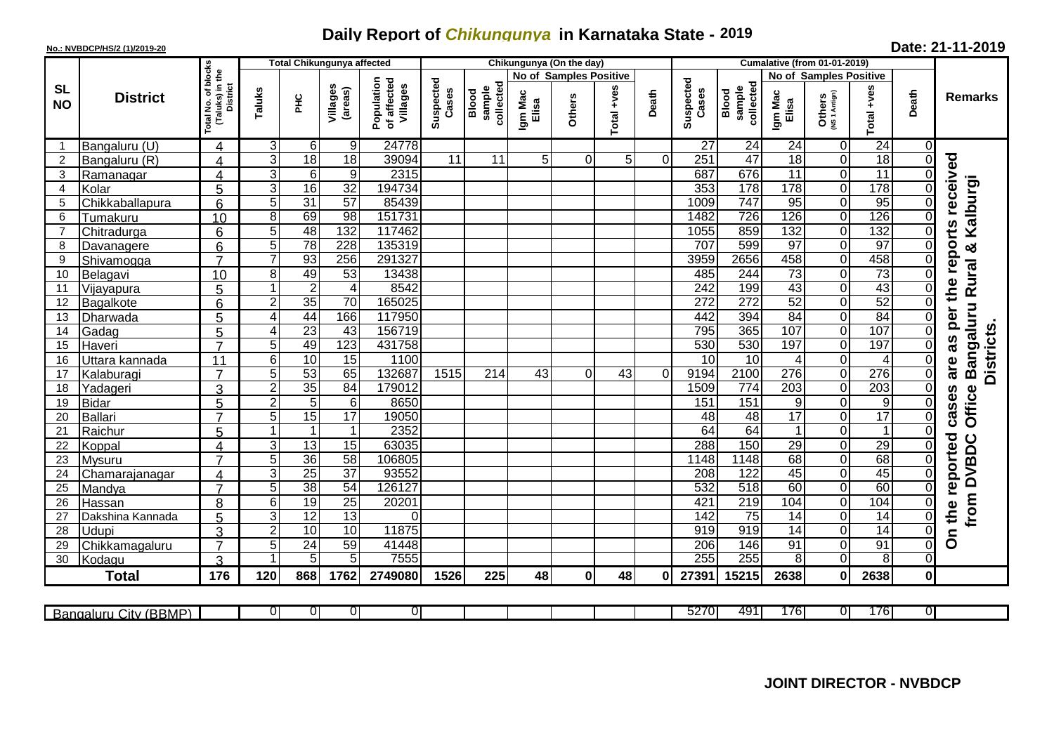# Daily Report of *Chikungunya* in Karnataka State - 2019

**No.: NVBDCP/HS/2 (1)/2019-20**

**Date: 21-11-2019**

| SL NO | District | Total No. of blocks (Taluks) in the District | Total Chikungunya affected | | | | Chikungunya (On the day) | | | | | | | Cumalative (from 01-01-2019) | | | | | | | Remarks |
|---|---|---|---|---|---|---|---|---|---|---|---|---|---|---|---|---|---|---|---|---|---|
| | | | Taluks | PHC | Villages (areas) | Population of affected Villages | Suspected Cases | Blood sample collected | No of Samples Positive | | | Death | Suspected Cases | Blood sample collected | No of Samples Positive | | | Death | |
| | | | | | | | | | Igm Mac Elisa | Others | Total +ves | | | | Igm Mac Elisa | Others (NS 1 Antign) | Total +ves | | |
| 1 | Bangaluru (U) | 4 | 3 | 6 | 9 | 24778 | | | | | | | 27 | 24 | 24 | 0 | 24 | 0 | On the reported cases are as per the reports received from DVBDC Office Bangaluru Rural & Kalburgi Districts. |
| 2 | Bangaluru (R) | 4 | 3 | 18 | 18 | 39094 | 11 | 11 | 5 | 0 | 5 | 0 | 251 | 47 | 18 | 0 | 18 | 0 | |
| 3 | Ramanagar | 4 | 3 | 6 | 9 | 2315 | | | | | | | 687 | 676 | 11 | 0 | 11 | 0 | |
| 4 | Kolar | 5 | 3 | 16 | 32 | 194734 | | | | | | | 353 | 178 | 178 | 0 | 178 | 0 | |
| 5 | Chikkaballapura | 6 | 5 | 31 | 57 | 85439 | | | | | | | 1009 | 747 | 95 | 0 | 95 | 0 | |
| 6 | Tumakuru | 10 | 8 | 69 | 98 | 151731 | | | | | | | 1482 | 726 | 126 | 0 | 126 | 0 | |
| 7 | Chitradurga | 6 | 5 | 48 | 132 | 117462 | | | | | | | 1055 | 859 | 132 | 0 | 132 | 0 | |
| 8 | Davanagere | 6 | 5 | 78 | 228 | 135319 | | | | | | | 707 | 599 | 97 | 0 | 97 | 0 | |
| 9 | Shivamogga | 7 | 7 | 93 | 256 | 291327 | | | | | | | 3959 | 2656 | 458 | 0 | 458 | 0 | |
| 10 | Belagavi | 10 | 8 | 49 | 53 | 13438 | | | | | | | 485 | 244 | 73 | 0 | 73 | 0 | |
| 11 | Vijayapura | 5 | 1 | 2 | 4 | 8542 | | | | | | | 242 | 199 | 43 | 0 | 43 | 0 | |
| 12 | Bagalkote | 6 | 2 | 35 | 70 | 165025 | | | | | | | 272 | 272 | 52 | 0 | 52 | 0 | |
| 13 | Dharwada | 5 | 4 | 44 | 166 | 117950 | | | | | | | 442 | 394 | 84 | 0 | 84 | 0 | |
| 14 | Gadag | 5 | 4 | 23 | 43 | 156719 | | | | | | | 795 | 365 | 107 | 0 | 107 | 0 | |
| 15 | Haveri | 7 | 5 | 49 | 123 | 431758 | | | | | | | 530 | 530 | 197 | 0 | 197 | 0 | |
| 16 | Uttara kannada | 11 | 6 | 10 | 15 | 1100 | | | | | | | 10 | 10 | 4 | 0 | 4 | 0 | |
| 17 | Kalaburagi | 7 | 5 | 53 | 65 | 132687 | 1515 | 214 | 43 | 0 | 43 | 0 | 9194 | 2100 | 276 | 0 | 276 | 0 | |
| 18 | Yadageri | 3 | 2 | 35 | 84 | 179012 | | | | | | | 1509 | 774 | 203 | 0 | 203 | 0 | |
| 19 | Bidar | 5 | 2 | 5 | 6 | 8650 | | | | | | | 151 | 151 | 9 | 0 | 9 | 0 | |
| 20 | Ballari | 7 | 5 | 15 | 17 | 19050 | | | | | | | 48 | 48 | 17 | 0 | 17 | 0 | |
| 21 | Raichur | 5 | 1 | 1 | 1 | 2352 | | | | | | | 64 | 64 | 1 | 0 | 1 | 0 | |
| 22 | Koppal | 4 | 3 | 13 | 15 | 63035 | | | | | | | 288 | 150 | 29 | 0 | 29 | 0 | |
| 23 | Mysuru | 7 | 5 | 36 | 58 | 106805 | | | | | | | 1148 | 1148 | 68 | 0 | 68 | 0 | |
| 24 | Chamarajanagar | 4 | 3 | 25 | 37 | 93552 | | | | | | | 208 | 122 | 45 | 0 | 45 | 0 | |
| 25 | Mandya | 7 | 5 | 38 | 54 | 126127 | | | | | | | 532 | 518 | 60 | 0 | 60 | 0 | |
| 26 | Hassan | 8 | 6 | 19 | 25 | 20201 | | | | | | | 421 | 219 | 104 | 0 | 104 | 0 | |
| 27 | Dakshina Kannada | 5 | 3 | 12 | 13 | 0 | | | | | | | 142 | 75 | 14 | 0 | 14 | 0 | |
| 28 | Udupi | 3 | 2 | 10 | 10 | 11875 | | | | | | | 919 | 919 | 14 | 0 | 14 | 0 | |
| 29 | Chikkamagaluru | 7 | 5 | 24 | 59 | 41448 | | | | | | | 206 | 146 | 91 | 0 | 91 | 0 | |
| 30 | Kodagu | 3 | 1 | 5 | 5 | 7555 | | | | | | | 255 | 255 | 8 | 0 | 8 | 0 | |
| **Total** | | **176** | **120** | **868** | **1762** | **2749080** | **1526** | **225** | **48** | **0** | **48** | **0** | **27391** | **15215** | **2638** | **0** | **2638** | **0** | |

| | | | | | | | | | | | | | | | | | | |
|---|---|---|---|---|---|---|---|---|---|---|---|---|---|---|---|---|---|---|
| Bangaluru City (BBMP) | | 0 | 0 | 0 | 0 | | | | | | | 5270 | 491 | 176 | 0 | 176 | 0 | |

**JOINT DIRECTOR - NVBDCP**